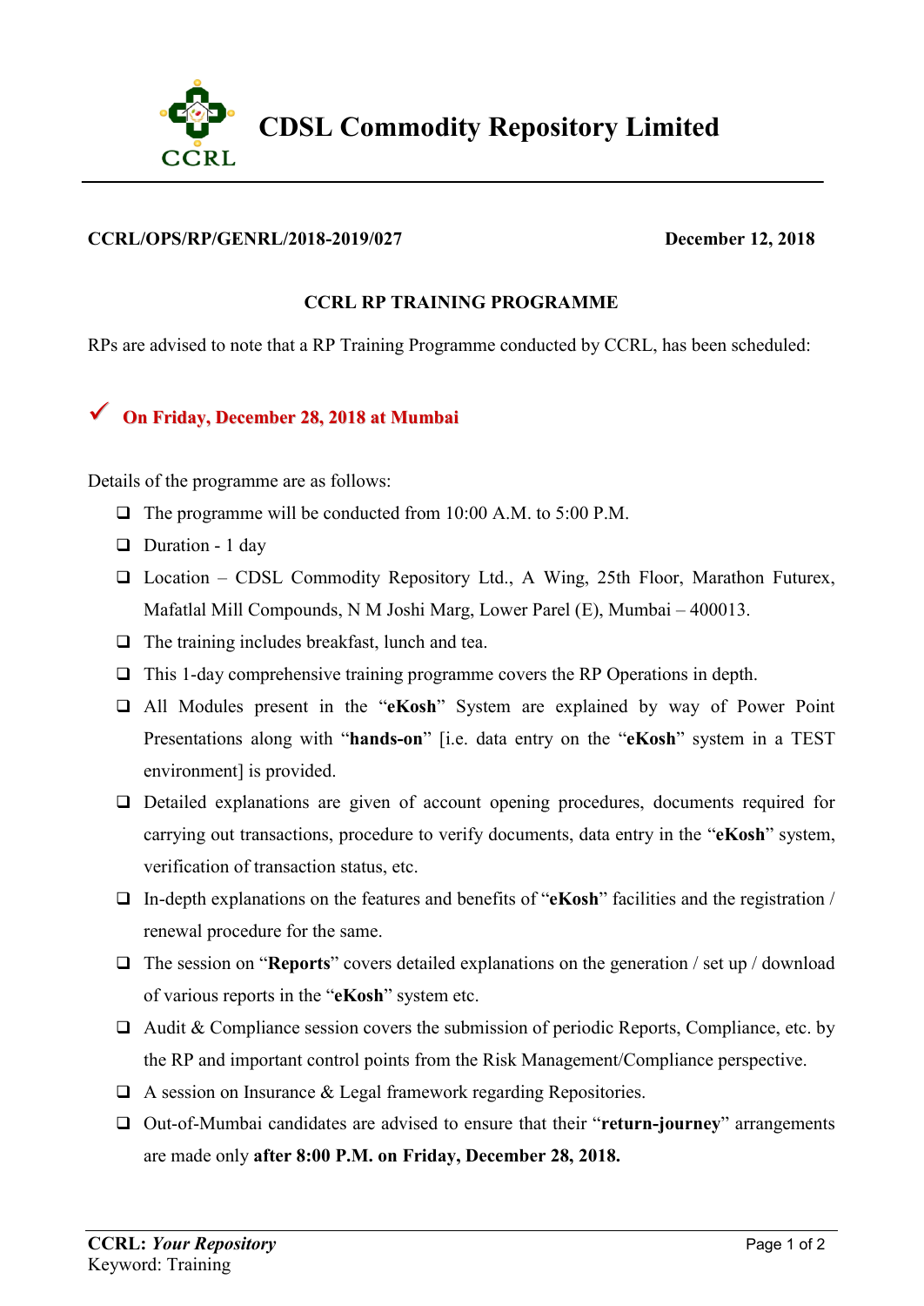# CDSL Commodity Repository Limited

**CCRL/OPS/RP/GENRL/2018-2019/027** **December 12, 2018**

## CCRL RP TRAINING PROGRAMME

RPs are advised to note that a RP Training Programme conducted by CCRL, has been scheduled:

✓ **On Friday, December 28, 2018 at Mumbai**

Details of the programme are as follows:

- The programme will be conducted from 10:00 A.M. to 5:00 P.M.
- Duration - 1 day
- Location – CDSL Commodity Repository Ltd., A Wing, 25th Floor, Marathon Futurex, Mafatlal Mill Compounds, N M Joshi Marg, Lower Parel (E), Mumbai – 400013.
- The training includes breakfast, lunch and tea.
- This 1-day comprehensive training programme covers the RP Operations in depth.
- All Modules present in the "**eKosh**" System are explained by way of Power Point Presentations along with "**hands-on**" [i.e. data entry on the "**eKosh**" system in a TEST environment] is provided.
- Detailed explanations are given of account opening procedures, documents required for carrying out transactions, procedure to verify documents, data entry in the "**eKosh**" system, verification of transaction status, etc.
- In-depth explanations on the features and benefits of "**eKosh**" facilities and the registration / renewal procedure for the same.
- The session on "**Reports**" covers detailed explanations on the generation / set up / download of various reports in the "**eKosh**" system etc.
- Audit & Compliance session covers the submission of periodic Reports, Compliance, etc. by the RP and important control points from the Risk Management/Compliance perspective.
- A session on Insurance & Legal framework regarding Repositories.
- Out-of-Mumbai candidates are advised to ensure that their "**return-journey**" arrangements are made only **after 8:00 P.M. on Friday, December 28, 2018.**

**CCRL:** ***Your Repository***
Keyword: Training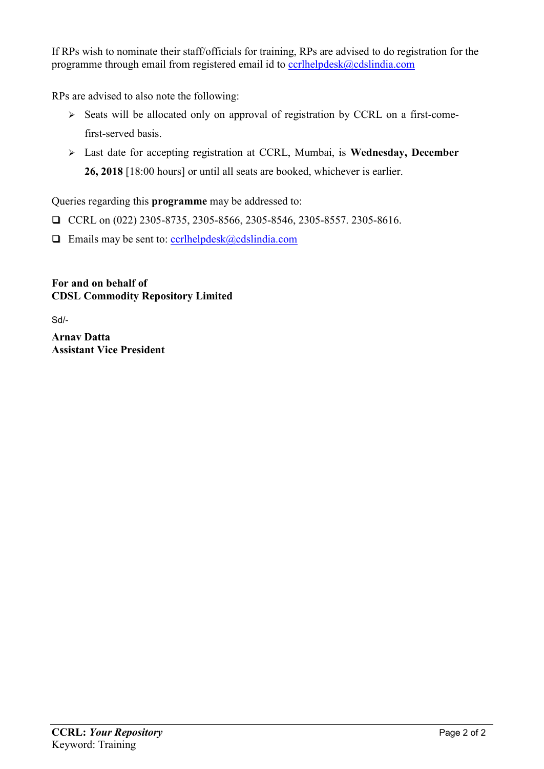If RPs wish to nominate their staff/officials for training, RPs are advised to do registration for the programme through email from registered email id to ccrlhelpdesk@cdslindia.com

RPs are advised to also note the following:

- Seats will be allocated only on approval of registration by CCRL on a first-come-first-served basis.
- Last date for accepting registration at CCRL, Mumbai, is **Wednesday, December 26, 2018** [18:00 hours] or until all seats are booked, whichever is earlier.

Queries regarding this **programme** may be addressed to:

- CCRL on (022) 2305-8735, 2305-8566, 2305-8546, 2305-8557. 2305-8616.
- Emails may be sent to: ccrlhelpdesk@cdslindia.com

**For and on behalf of**
**CDSL Commodity Repository Limited**

Sd/-

**Arnav Datta**
**Assistant Vice President**

**CCRL:** ***Your Repository***
Keyword: Training